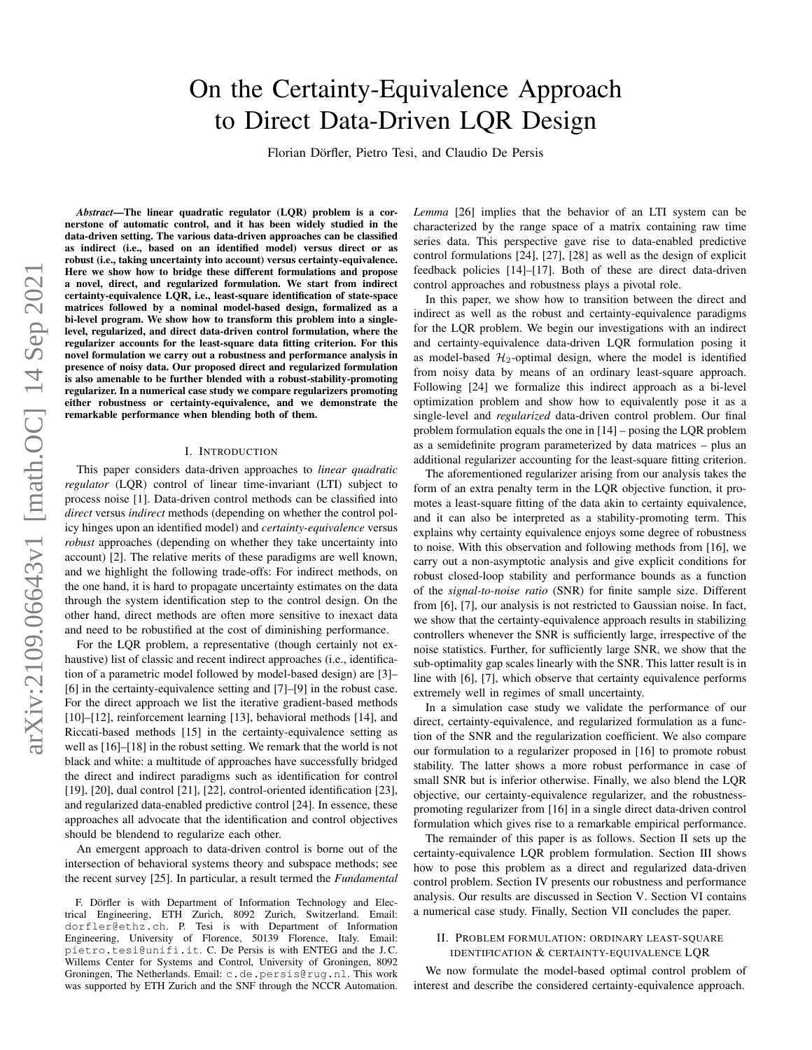# On the Certainty-Equivalence Approach to Direct Data-Driven LQR Design

Florian Dörfler, Pietro Tesi, and Claudio De Persis

***Abstract*—The linear quadratic regulator (LQR) problem is a cornerstone of automatic control, and it has been widely studied in the data-driven setting. The various data-driven approaches can be classified as indirect (i.e., based on an identified model) versus direct or as robust (i.e., taking uncertainty into account) versus certainty-equivalence. Here we show how to bridge these different formulations and propose a novel, direct, and regularized formulation. We start from indirect certainty-equivalence LQR, i.e., least-square identification of state-space matrices followed by a nominal model-based design, formalized as a bi-level program. We show how to transform this problem into a single-level, regularized, and direct data-driven control formulation, where the regularizer accounts for the least-square data fitting criterion. For this novel formulation we carry out a robustness and performance analysis in presence of noisy data. Our proposed direct and regularized formulation is also amenable to be further blended with a robust-stability-promoting regularizer. In a numerical case study we compare regularizers promoting either robustness or certainty-equivalence, and we demonstrate the remarkable performance when blending both of them.**

## I. Introduction

This paper considers data-driven approaches to *linear quadratic regulator* (LQR) control of linear time-invariant (LTI) subject to process noise [1]. Data-driven control methods can be classified into *direct* versus *indirect* methods (depending on whether the control policy hinges upon an identified model) and *certainty-equivalence* versus *robust* approaches (depending on whether they take uncertainty into account) [2]. The relative merits of these paradigms are well known, and we highlight the following trade-offs: For indirect methods, on the one hand, it is hard to propagate uncertainty estimates on the data through the system identification step to the control design. On the other hand, direct methods are often more sensitive to inexact data and need to be robustified at the cost of diminishing performance.

For the LQR problem, a representative (though certainly not exhaustive) list of classic and recent indirect approaches (i.e., identification of a parametric model followed by model-based design) are [3]–[6] in the certainty-equivalence setting and [7]–[9] in the robust case. For the direct approach we list the iterative gradient-based methods [10]–[12], reinforcement learning [13], behavioral methods [14], and Riccati-based methods [15] in the certainty-equivalence setting as well as [16]–[18] in the robust setting. We remark that the world is not black and white: a multitude of approaches have successfully bridged the direct and indirect paradigms such as identification for control [19], [20], dual control [21], [22], control-oriented identification [23], and regularized data-enabled predictive control [24]. In essence, these approaches all advocate that the identification and control objectives should be blendend to regularize each other.

An emergent approach to data-driven control is borne out of the intersection of behavioral systems theory and subspace methods; see the recent survey [25]. In particular, a result termed the *Fundamental Lemma* [26] implies that the behavior of an LTI system can be characterized by the range space of a matrix containing raw time series data. This perspective gave rise to data-enabled predictive control formulations [24], [27], [28] as well as the design of explicit feedback policies [14]–[17]. Both of these are direct data-driven control approaches and robustness plays a pivotal role.

In this paper, we show how to transition between the direct and indirect as well as the robust and certainty-equivalence paradigms for the LQR problem. We begin our investigations with an indirect and certainty-equivalence data-driven LQR formulation posing it as model-based $\mathcal{H}_2$-optimal design, where the model is identified from noisy data by means of an ordinary least-square approach. Following [24] we formalize this indirect approach as a bi-level optimization problem and show how to equivalently pose it as a single-level and *regularized* data-driven control problem. Our final problem formulation equals the one in [14] – posing the LQR problem as a semidefinite program parameterized by data matrices – plus an additional regularizer accounting for the least-square fitting criterion.

The aforementioned regularizer arising from our analysis takes the form of an extra penalty term in the LQR objective function, it promotes a least-square fitting of the data akin to certainty equivalence, and it can also be interpreted as a stability-promoting term. This explains why certainty equivalence enjoys some degree of robustness to noise. With this observation and following methods from [16], we carry out a non-asymptotic analysis and give explicit conditions for robust closed-loop stability and performance bounds as a function of the *signal-to-noise ratio* (SNR) for finite sample size. Different from [6], [7], our analysis is not restricted to Gaussian noise. In fact, we show that the certainty-equivalence approach results in stabilizing controllers whenever the SNR is sufficiently large, irrespective of the noise statistics. Further, for sufficiently large SNR, we show that the sub-optimality gap scales linearly with the SNR. This latter result is in line with [6], [7], which observe that certainty equivalence performs extremely well in regimes of small uncertainty.

In a simulation case study we validate the performance of our direct, certainty-equivalence, and regularized formulation as a function of the SNR and the regularization coefficient. We also compare our formulation to a regularizer proposed in [16] to promote robust stability. The latter shows a more robust performance in case of small SNR but is inferior otherwise. Finally, we also blend the LQR objective, our certainty-equivalence regularizer, and the robustness-promoting regularizer from [16] in a single direct data-driven control formulation which gives rise to a remarkable empirical performance.

The remainder of this paper is as follows. Section II sets up the certainty-equivalence LQR problem formulation. Section III shows how to pose this problem as a direct and regularized data-driven control problem. Section IV presents our robustness and performance analysis. Our results are discussed in Section V. Section VI contains a numerical case study. Finally, Section VII concludes the paper.

## II. Problem formulation: ordinary least-square identification & certainty-equivalence LQR

We now formulate the model-based optimal control problem of interest and describe the considered certainty-equivalence approach.

---

F. Dörfler is with Department of Information Technology and Electrical Engineering, ETH Zurich, 8092 Zurich, Switzerland. Email: dorfler@ethz.ch. P. Tesi is with Department of Information Engineering, University of Florence, 50139 Florence, Italy. Email: pietro.tesi@unifi.it. C. De Persis is with ENTEG and the J.C. Willems Center for Systems and Control, University of Groningen, 8092 Groningen, The Netherlands. Email: c.de.persis@rug.nl. This work was supported by ETH Zurich and the SNF through the NCCR Automation.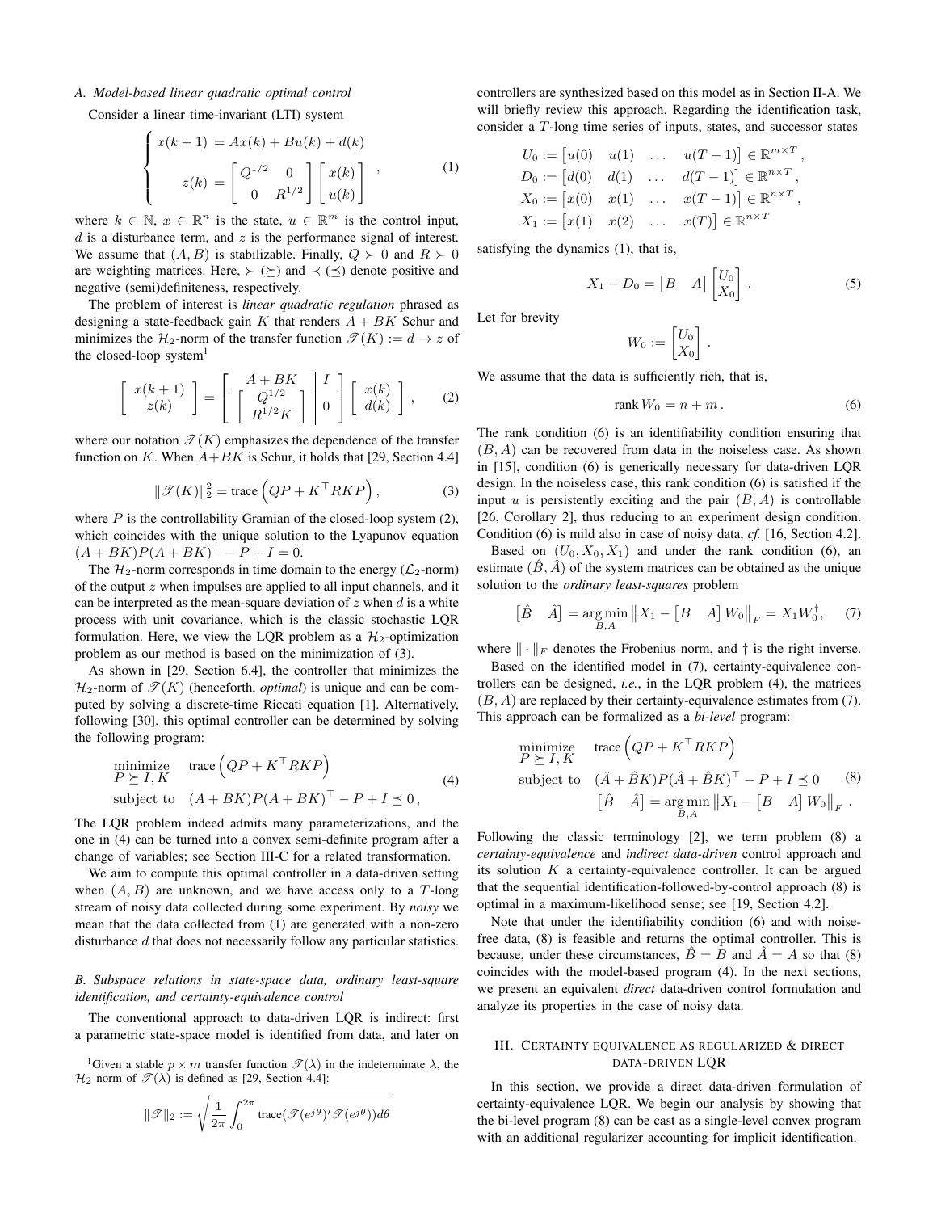### A. Model-based linear quadratic optimal control

Consider a linear time-invariant (LTI) system

$$\begin{cases} x(k+1) = Ax(k) + Bu(k) + d(k) \\ z(k) = \begin{bmatrix} Q^{1/2} & 0 \\ 0 & R^{1/2} \end{bmatrix} \begin{bmatrix} x(k) \\ u(k) \end{bmatrix} \end{cases}, \tag{1}$$

where $k \in \mathbb{N}$, $x \in \mathbb{R}^n$ is the state, $u \in \mathbb{R}^m$ is the control input, $d$ is a disturbance term, and $z$ is the performance signal of interest. We assume that $(A, B)$ is stabilizable. Finally, $Q \succ 0$ and $R \succ 0$ are weighting matrices. Here, $\succ$ ($\succeq$) and $\prec$ ($\preceq$) denote positive and negative (semi)definiteness, respectively.

The problem of interest is *linear quadratic regulation* phrased as designing a state-feedback gain $K$ that renders $A + BK$ Schur and minimizes the $\mathcal{H}_2$-norm of the transfer function $\mathscr{T}(K) := d \to z$ of the closed-loop system[1]

$$\begin{bmatrix} x(k+1) \\ z(k) \end{bmatrix} = \left[\begin{array}{c|c} A+BK & I \\ \hline \begin{bmatrix} Q^{1/2} \\ R^{1/2}K \end{bmatrix} & 0 \end{array}\right] \begin{bmatrix} x(k) \\ d(k) \end{bmatrix}, \tag{2}$$

where our notation $\mathscr{T}(K)$ emphasizes the dependence of the transfer function on $K$. When $A+BK$ is Schur, it holds that [29, Section 4.4]

$$\|\mathscr{T}(K)\|_2^2 = \operatorname{trace}\left(QP + K^\top RKP\right), \tag{3}$$

where $P$ is the controllability Gramian of the closed-loop system (2), which coincides with the unique solution to the Lyapunov equation $(A+BK)P(A+BK)^\top - P + I = 0$.

The $\mathcal{H}_2$-norm corresponds in time domain to the energy ($\mathcal{L}_2$-norm) of the output $z$ when impulses are applied to all input channels, and it can be interpreted as the mean-square deviation of $z$ when $d$ is a white process with unit covariance, which is the classic stochastic LQR formulation. Here, we view the LQR problem as a $\mathcal{H}_2$-optimization problem as our method is based on the minimization of (3).

As shown in [29, Section 6.4], the controller that minimizes the $\mathcal{H}_2$-norm of $\mathscr{T}(K)$ (henceforth, *optimal*) is unique and can be computed by solving a discrete-time Riccati equation [1]. Alternatively, following [30], this optimal controller can be determined by solving the following program:

$$\begin{aligned} \underset{P \succeq I, K}{\text{minimize}} \quad & \operatorname{trace}\left(QP + K^\top RKP\right) \\ \text{subject to} \quad & (A+BK)P(A+BK)^\top - P + I \preceq 0, \end{aligned} \tag{4}$$

The LQR problem indeed admits many parameterizations, and the one in (4) can be turned into a convex semi-definite program after a change of variables; see Section III-C for a related transformation.

We aim to compute this optimal controller in a data-driven setting when $(A, B)$ are unknown, and we have access only to a $T$-long stream of noisy data collected during some experiment. By *noisy* we mean that the data collected from (1) are generated with a non-zero disturbance $d$ that does not necessarily follow any particular statistics.

### B. Subspace relations in state-space data, ordinary least-square identification, and certainty-equivalence control

The conventional approach to data-driven LQR is indirect: first a parametric state-space model is identified from data, and later on controllers are synthesized based on this model as in Section II-A. We will briefly review this approach. Regarding the identification task, consider a $T$-long time series of inputs, states, and successor states

$$\begin{aligned} U_0 &:= \begin{bmatrix} u(0) & u(1) & \dots & u(T-1) \end{bmatrix} \in \mathbb{R}^{m \times T}, \\ D_0 &:= \begin{bmatrix} d(0) & d(1) & \dots & d(T-1) \end{bmatrix} \in \mathbb{R}^{n \times T}, \\ X_0 &:= \begin{bmatrix} x(0) & x(1) & \dots & x(T-1) \end{bmatrix} \in \mathbb{R}^{n \times T}, \\ X_1 &:= \begin{bmatrix} x(1) & x(2) & \dots & x(T) \end{bmatrix} \in \mathbb{R}^{n \times T} \end{aligned}$$

satisfying the dynamics (1), that is,

$$X_1 - D_0 = \begin{bmatrix} B & A \end{bmatrix} \begin{bmatrix} U_0 \\ X_0 \end{bmatrix}. \tag{5}$$

Let for brevity

$$W_0 := \begin{bmatrix} U_0 \\ X_0 \end{bmatrix}.$$

We assume that the data is sufficiently rich, that is,

$$\operatorname{rank} W_0 = n + m. \tag{6}$$

The rank condition (6) is an identifiability condition ensuring that $(B, A)$ can be recovered from data in the noiseless case. As shown in [15], condition (6) is generically necessary for data-driven LQR design. In the noiseless case, this rank condition (6) is satisfied if the input $u$ is persistently exciting and the pair $(B, A)$ is controllable [26, Corollary 2], thus reducing to an experiment design condition. Condition (6) is mild also in case of noisy data, *cf.* [16, Section 4.2].

Based on $(U_0, X_0, X_1)$ and under the rank condition (6), an estimate $(\hat{B}, \hat{A})$ of the system matrices can be obtained as the unique solution to the *ordinary least-squares* problem

$$\begin{bmatrix} \hat{B} & \hat{A} \end{bmatrix} = \underset{B,A}{\arg\min} \left\| X_1 - \begin{bmatrix} B & A \end{bmatrix} W_0 \right\|_F = X_1 W_0^\dagger, \tag{7}$$

where $\|\cdot\|_F$ denotes the Frobenius norm, and $\dagger$ is the right inverse.

Based on the identified model in (7), certainty-equivalence controllers can be designed, *i.e.*, in the LQR problem (4), the matrices $(B, A)$ are replaced by their certainty-equivalence estimates from (7). This approach can be formalized as a *bi-level* program:

$$\begin{aligned} \underset{P \succeq I, K}{\text{minimize}} \quad & \operatorname{trace}\left(QP + K^\top RKP\right) \\ \text{subject to} \quad & (\hat{A}+\hat{B}K)P(\hat{A}+\hat{B}K)^\top - P + I \preceq 0 \\ & \begin{bmatrix} \hat{B} & \hat{A} \end{bmatrix} = \underset{B,A}{\arg\min} \left\| X_1 - \begin{bmatrix} B & A \end{bmatrix} W_0 \right\|_F. \end{aligned} \tag{8}$$

Following the classic terminology [2], we term problem (8) a *certainty-equivalence* and *indirect data-driven* control approach and its solution $K$ a certainty-equivalence controller. It can be argued that the sequential identification-followed-by-control approach (8) is optimal in a maximum-likelihood sense; see [19, Section 4.2].

Note that under the identifiability condition (6) and with noise-free data, (8) is feasible and returns the optimal controller. This is because, under these circumstances, $\hat{B} = B$ and $\hat{A} = A$ so that (8) coincides with the model-based program (4). In the next sections, we present an equivalent *direct* data-driven control formulation and analyze its properties in the case of noisy data.

## III. Certainty equivalence as regularized & direct data-driven LQR

In this section, we provide a direct data-driven formulation of certainty-equivalence LQR. We begin our analysis by showing that the bi-level program (8) can be cast as a single-level convex program with an additional regularizer accounting for implicit identification.

[1] Given a stable $p \times m$ transfer function $\mathscr{T}(\lambda)$ in the indeterminate $\lambda$, the $\mathcal{H}_2$-norm of $\mathscr{T}(\lambda)$ is defined as [29, Section 4.4]:

$$\|\mathscr{T}\|_2 := \sqrt{\frac{1}{2\pi}\int_0^{2\pi} \operatorname{trace}(\mathscr{T}(e^{j\theta})'\mathscr{T}(e^{j\theta}))d\theta}$$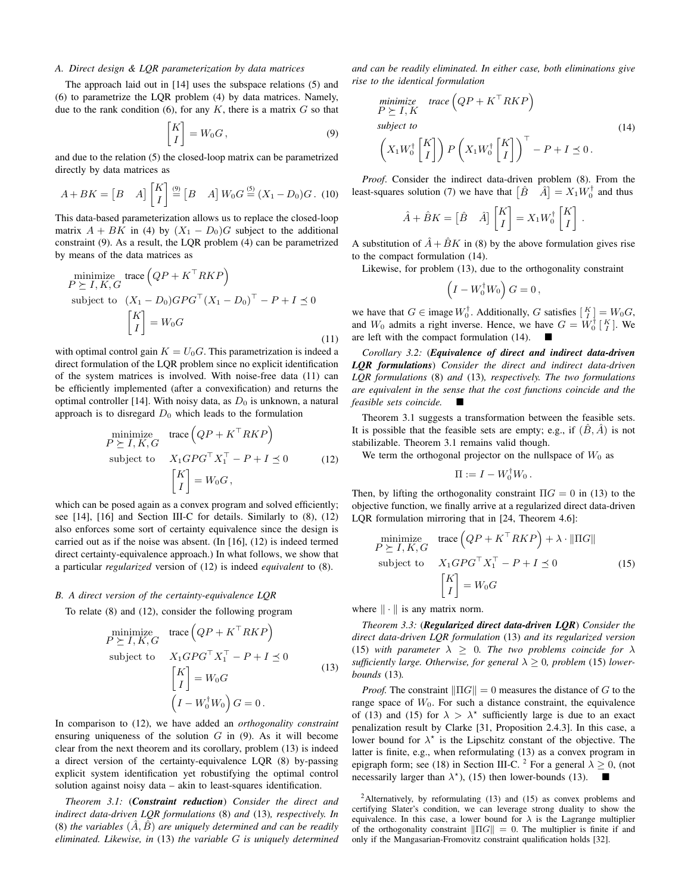### A. Direct design & LQR parameterization by data matrices

The approach laid out in [14] uses the subspace relations (5) and (6) to parametrize the LQR problem (4) by data matrices. Namely, due to the rank condition (6), for any $K$, there is a matrix $G$ so that

$$\begin{bmatrix} K \\ I \end{bmatrix} = W_0 G \,, \tag{9}$$

and due to the relation (5) the closed-loop matrix can be parametrized directly by data matrices as

$$A + BK = \begin{bmatrix} B & A \end{bmatrix} \begin{bmatrix} K \\ I \end{bmatrix} \overset{(9)}{=} \begin{bmatrix} B & A \end{bmatrix} W_0 G \overset{(5)}{=} (X_1 - D_0) G \,. \tag{10}$$

This data-based parameterization allows us to replace the closed-loop matrix $A + BK$ in (4) by $(X_1 - D_0)G$ subject to the additional constraint (9). As a result, the LQR problem (4) can be parametrized by means of the data matrices as

$$\begin{aligned} \underset{P \succeq I, K, G}{\text{minimize}} \quad & \text{trace}\left(QP + K^\top RKP\right) \\ \text{subject to} \quad & (X_1 - D_0) G P G^\top (X_1 - D_0)^\top - P + I \preceq 0 \\ & \begin{bmatrix} K \\ I \end{bmatrix} = W_0 G \end{aligned} \tag{11}$$

with optimal control gain $K = U_0 G$. This parametrization is indeed a direct formulation of the LQR problem since no explicit identification of the system matrices is involved. With noise-free data (11) can be efficiently implemented (after a convexification) and returns the optimal controller [14]. With noisy data, as $D_0$ is unknown, a natural approach is to disregard $D_0$ which leads to the formulation

$$\begin{aligned} \underset{P \succeq I, K, G}{\text{minimize}} \quad & \text{trace}\left(QP + K^\top RKP\right) \\ \text{subject to} \quad & X_1 G P G^\top X_1^\top - P + I \preceq 0 \\ & \begin{bmatrix} K \\ I \end{bmatrix} = W_0 G \,, \end{aligned} \tag{12}$$

which can be posed again as a convex program and solved efficiently; see [14], [16] and Section III-C for details. Similarly to (8), (12) also enforces some sort of certainty equivalence since the design is carried out as if the noise was absent. (In [16], (12) is indeed termed direct certainty-equivalence approach.) In what follows, we show that a particular *regularized* version of (12) is indeed *equivalent* to (8).

### B. A direct version of the certainty-equivalence LQR

To relate (8) and (12), consider the following program

$$\begin{aligned} \underset{P \succeq I, K, G}{\text{minimize}} \quad & \text{trace}\left(QP + K^\top RKP\right) \\ \text{subject to} \quad & X_1 G P G^\top X_1^\top - P + I \preceq 0 \\ & \begin{bmatrix} K \\ I \end{bmatrix} = W_0 G \\ & \left(I - W_0^\dagger W_0\right) G = 0 \,. \end{aligned} \tag{13}$$

In comparison to (12), we have added an *orthogonality constraint* ensuring uniqueness of the solution $G$ in (9). As it will become clear from the next theorem and its corollary, problem (13) is indeed a direct version of the certainty-equivalence LQR (8) by-passing explicit system identification yet robustifying the optimal control solution against noisy data – akin to least-squares identification.

*Theorem 3.1:* (***Constraint reduction***) *Consider the direct and indirect data-driven LQR formulations* (8) *and* (13)*, respectively. In* (8) *the variables $(\hat{A}, \hat{B})$ are uniquely determined and can be readily eliminated. Likewise, in* (13) *the variable $G$ is uniquely determined and can be readily eliminated. In either case, both eliminations give rise to the identical formulation*

$$\begin{aligned} \underset{P \succeq I, K}{\textit{minimize}} \quad & \textit{trace}\left(QP + K^\top RKP\right) \\ \textit{subject to} \quad & \\ & \left(X_1 W_0^\dagger \begin{bmatrix} K \\ I \end{bmatrix}\right) P \left(X_1 W_0^\dagger \begin{bmatrix} K \\ I \end{bmatrix}\right)^\top - P + I \preceq 0 \,. \end{aligned} \tag{14}$$

*Proof*. Consider the indirect data-driven problem (8). From the least-squares solution (7) we have that $\begin{bmatrix} \hat{B} & \hat{A} \end{bmatrix} = X_1 W_0^\dagger$ and thus

$$\hat{A} + \hat{B}K = \begin{bmatrix} \hat{B} & \hat{A} \end{bmatrix} \begin{bmatrix} K \\ I \end{bmatrix} = X_1 W_0^\dagger \begin{bmatrix} K \\ I \end{bmatrix} \,.$$

A substitution of $\hat{A} + \hat{B}K$ in (8) by the above formulation gives rise to the compact formulation (14).

Likewise, for problem (13), due to the orthogonality constraint

$$\left(I - W_0^\dagger W_0\right) G = 0 \,,$$

we have that $G \in \text{image}\, W_0^\dagger$. Additionally, $G$ satisfies $\left[\begin{smallmatrix} K \\ I \end{smallmatrix}\right] = W_0 G$, and $W_0$ admits a right inverse. Hence, we have $G = W_0^\dagger \left[\begin{smallmatrix} K \\ I \end{smallmatrix}\right]$. We are left with the compact formulation (14). ■

*Corollary 3.2:* (***Equivalence of direct and indirect data-driven LQR formulations***) *Consider the direct and indirect data-driven LQR formulations* (8) *and* (13)*, respectively. The two formulations are equivalent in the sense that the cost functions coincide and the feasible sets coincide.* ■

Theorem 3.1 suggests a transformation between the feasible sets. It is possible that the feasible sets are empty; e.g., if $(\hat{B}, \hat{A})$ is not stabilizable. Theorem 3.1 remains valid though.

We term the orthogonal projector on the nullspace of $W_0$ as

$$\Pi := I - W_0^\dagger W_0 \,.$$

Then, by lifting the orthogonality constraint $\Pi G = 0$ in (13) to the objective function, we finally arrive at a regularized direct data-driven LQR formulation mirroring that in [24, Theorem 4.6]:

$$\begin{aligned} \underset{P \succeq I, K, G}{\text{minimize}} \quad & \text{trace}\left(QP + K^\top RKP\right) + \lambda \cdot \|\Pi G\| \\ \text{subject to} \quad & X_1 G P G^\top X_1^\top - P + I \preceq 0 \\ & \begin{bmatrix} K \\ I \end{bmatrix} = W_0 G \end{aligned} \tag{15}$$

where $\| \cdot \|$ is any matrix norm.

*Theorem 3.3:* (***Regularized direct data-driven LQR***) *Consider the direct data-driven LQR formulation* (13) *and its regularized version* (15) *with parameter $\lambda \geq 0$. The two problems coincide for $\lambda$ sufficiently large. Otherwise, for general $\lambda \geq 0$, problem* (15) *lower-bounds* (13)*.*

*Proof.* The constraint $\|\Pi G\| = 0$ measures the distance of $G$ to the range space of $W_0$. For such a distance constraint, the equivalence of (13) and (15) for $\lambda > \lambda^\star$ sufficiently large is due to an exact penalization result by Clarke [31, Proposition 2.4.3]. In this case, a lower bound for $\lambda^\star$ is the Lipschitz constant of the objective. The latter is finite, e.g., when reformulating (13) as a convex program in epigraph form; see (18) in Section III-C. [2] For a general $\lambda \geq 0$, (not necessarily larger than $\lambda^\star$), (15) then lower-bounds (13). ■

[2]Alternatively, by reformulating (13) and (15) as convex problems and certifying Slater's condition, we can leverage strong duality to show the equivalence. In this case, a lower bound for $\lambda$ is the Lagrange multiplier of the orthogonality constraint $\|\Pi G\| = 0$. The multiplier is finite if and only if the Mangasarian-Fromovitz constraint qualification holds [32].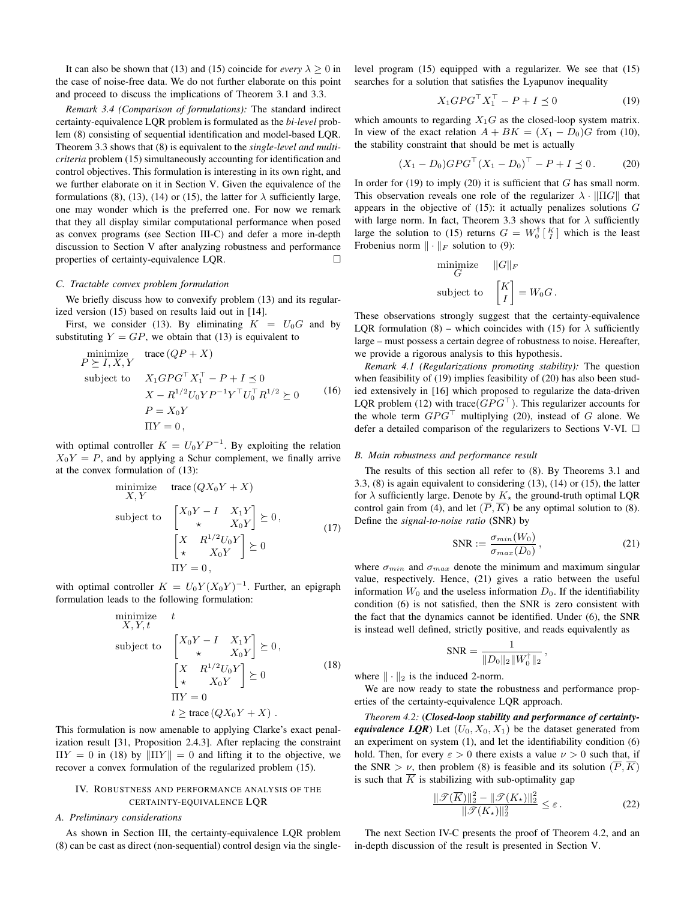It can also be shown that (13) and (15) coincide for *every* $\lambda \geq 0$ in the case of noise-free data. We do not further elaborate on this point and proceed to discuss the implications of Theorem 3.1 and 3.3.

*Remark 3.4 (Comparison of formulations):* The standard indirect certainty-equivalence LQR problem is formulated as the *bi-level* problem (8) consisting of sequential identification and model-based LQR. Theorem 3.3 shows that (8) is equivalent to the *single-level and multi-criteria* problem (15) simultaneously accounting for identification and control objectives. This formulation is interesting in its own right, and we further elaborate on it in Section V. Given the equivalence of the formulations (8), (13), (14) or (15), the latter for $\lambda$ sufficiently large, one may wonder which is the preferred one. For now we remark that they all display similar computational performance when posed as convex programs (see Section III-C) and defer a more in-depth discussion to Section V after analyzing robustness and performance properties of certainty-equivalence LQR. $\square$

### C. Tractable convex problem formulation

We briefly discuss how to convexify problem (13) and its regularized version (15) based on results laid out in [14].

First, we consider (13). By eliminating $K = U_0 G$ and by substituting $Y = GP$, we obtain that (13) is equivalent to

$$
\begin{aligned}
\underset{P \succeq I, X, Y}{\text{minimize}} \quad & \text{trace}\,(QP + X) \\
\text{subject to} \quad & X_1 G P G^\top X_1^\top - P + I \preceq 0 \\
& X - R^{1/2} U_0 Y P^{-1} Y^\top U_0^\top R^{1/2} \succeq 0 \\
& P = X_0 Y \\
& \Pi Y = 0 \,,
\end{aligned}
\tag{16}
$$

with optimal controller $K = U_0 Y P^{-1}$. By exploiting the relation $X_0 Y = P$, and by applying a Schur complement, we finally arrive at the convex formulation of (13):

$$
\begin{aligned}
\underset{X, Y}{\text{minimize}} \quad & \text{trace}\,(Q X_0 Y + X) \\
\text{subject to} \quad & \begin{bmatrix} X_0 Y - I & X_1 Y \\ \star & X_0 Y \end{bmatrix} \succeq 0 \,, \\
& \begin{bmatrix} X & R^{1/2} U_0 Y \\ \star & X_0 Y \end{bmatrix} \succeq 0 \\
& \Pi Y = 0 \,,
\end{aligned}
\tag{17}
$$

with optimal controller $K = U_0 Y (X_0 Y)^{-1}$. Further, an epigraph formulation leads to the following formulation:

$$
\begin{aligned}
\underset{X, Y, t}{\text{minimize}} \quad & t \\
\text{subject to} \quad & \begin{bmatrix} X_0 Y - I & X_1 Y \\ \star & X_0 Y \end{bmatrix} \succeq 0 \,, \\
& \begin{bmatrix} X & R^{1/2} U_0 Y \\ \star & X_0 Y \end{bmatrix} \succeq 0 \\
& \Pi Y = 0 \\
& t \geq \text{trace}\,(Q X_0 Y + X) \,.
\end{aligned}
\tag{18}
$$

This formulation is now amenable to applying Clarke's exact penalization result [31, Proposition 2.4.3]. After replacing the constraint $\Pi Y = 0$ in (18) by $\|\Pi Y\| = 0$ and lifting it to the objective, we recover a convex formulation of the regularized problem (15).

## IV. Robustness and performance analysis of the certainty-equivalence LQR

### A. Preliminary considerations

As shown in Section III, the certainty-equivalence LQR problem (8) can be cast as direct (non-sequential) control design via the single-level program (15) equipped with a regularizer. We see that (15) searches for a solution that satisfies the Lyapunov inequality

$$
X_1 G P G^\top X_1^\top - P + I \preceq 0 \tag{19}
$$

which amounts to regarding $X_1 G$ as the closed-loop system matrix. In view of the exact relation $A + BK = (X_1 - D_0)G$ from (10), the stability constraint that should be met is actually

$$
(X_1 - D_0) G P G^\top (X_1 - D_0)^\top - P + I \preceq 0 \,. \tag{20}
$$

In order for (19) to imply (20) it is sufficient that $G$ has small norm. This observation reveals one role of the regularizer $\lambda \cdot \|\Pi G\|$ that appears in the objective of (15): it actually penalizes solutions $G$ with large norm. In fact, Theorem 3.3 shows that for $\lambda$ sufficiently large the solution to (15) returns $G = W_0^\dagger \left[\begin{smallmatrix} K \\ I \end{smallmatrix}\right]$ which is the least Frobenius norm $\|\cdot\|_F$ solution to (9):

$$
\begin{aligned}
\underset{G}{\text{minimize}} \quad & \|G\|_F \\
\text{subject to} \quad & \begin{bmatrix} K \\ I \end{bmatrix} = W_0 G \,.
\end{aligned}
$$

These observations strongly suggest that the certainty-equivalence LQR formulation (8) – which coincides with (15) for $\lambda$ sufficiently large – must possess a certain degree of robustness to noise. Hereafter, we provide a rigorous analysis to this hypothesis.

*Remark 4.1 (Regularizations promoting stability):* The question when feasibility of (19) implies feasibility of (20) has also been studied extensively in [16] which proposed to regularize the data-driven LQR problem (12) with trace$(GPG^\top)$. This regularizer accounts for the whole term $GPG^\top$ multiplying (20), instead of $G$ alone. We defer a detailed comparison of the regularizers to Sections V-VI. $\square$

### B. Main robustness and performance result

The results of this section all refer to (8). By Theorems 3.1 and 3.3, (8) is again equivalent to considering (13), (14) or (15), the latter for $\lambda$ sufficiently large. Denote by $K_\star$ the ground-truth optimal LQR control gain from (4), and let $(\overline{P}, \overline{K})$ be any optimal solution to (8). Define the *signal-to-noise ratio* (SNR) by

$$
\text{SNR} := \frac{\sigma_{min}(W_0)}{\sigma_{max}(D_0)} \,, \tag{21}
$$

where $\sigma_{min}$ and $\sigma_{max}$ denote the minimum and maximum singular value, respectively. Hence, (21) gives a ratio between the useful information $W_0$ and the useless information $D_0$. If the identifiability condition (6) is not satisfied, then the SNR is zero consistent with the fact that the dynamics cannot be identified. Under (6), the SNR is instead well defined, strictly positive, and reads equivalently as

$$
\text{SNR} = \frac{1}{\|D_0\|_2 \|W_0^\dagger\|_2} \,,
$$

where $\|\cdot\|_2$ is the induced 2-norm.

We are now ready to state the robustness and performance properties of the certainty-equivalence LQR approach.

*Theorem 4.2:* (***Closed-loop stability and performance of certainty-equivalence LQR***) Let $(U_0, X_0, X_1)$ be the dataset generated from an experiment on system (1), and let the identifiability condition (6) hold. Then, for every $\varepsilon > 0$ there exists a value $\nu > 0$ such that, if the SNR $> \nu$, then problem (8) is feasible and its solution $(\overline{P}, \overline{K})$ is such that $\overline{K}$ is stabilizing with sub-optimality gap

$$
\frac{\|\mathscr{T}(\overline{K})\|_2^2 - \|\mathscr{T}(K_\star)\|_2^2}{\|\mathscr{T}(K_\star)\|_2^2} \leq \varepsilon \,. \tag{22}
$$

The next Section IV-C presents the proof of Theorem 4.2, and an in-depth discussion of the result is presented in Section V.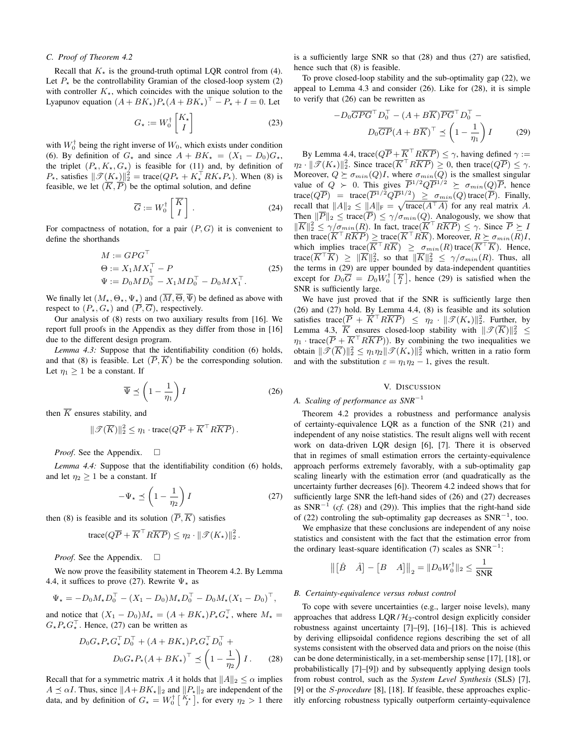### C. Proof of Theorem 4.2

Recall that $K_\star$ is the ground-truth optimal LQR control from (4). Let $P_\star$ be the controllability Gramian of the closed-loop system (2) with controller $K_\star$, which coincides with the unique solution to the Lyapunov equation $(A+BK_\star)P_\star(A+BK_\star)^\top - P_\star + I = 0$. Let

$$G_\star := W_0^\dagger \begin{bmatrix} K_\star \\ I \end{bmatrix} \tag{23}$$

with $W_0^\dagger$ being the right inverse of $W_0$, which exists under condition (6). By definition of $G_\star$ and since $A + BK_\star = (X_1 - D_0)G_\star$, the triplet $(P_\star, K_\star, G_\star)$ is feasible for (11) and, by definition of $P_\star$, satisfies $\|\mathscr{T}(K_\star)\|_2^2 = \text{trace}(QP_\star + K_\star^\top RK_\star P_\star)$. When (8) is feasible, we let $(\overline{K}, \overline{P})$ be the optimal solution, and define

$$\overline{G} := W_0^\dagger \begin{bmatrix} \overline{K} \\ I \end{bmatrix}. \tag{24}$$

For compactness of notation, for a pair $(P, G)$ it is convenient to define the shorthands

$$\begin{aligned} M &:= GPG^\top \\ \Theta &:= X_1 M X_1^\top - P \\ \Psi &:= D_0 M D_0^\top - X_1 M D_0^\top - D_0 M X_1^\top . \end{aligned} \tag{25}$$

We finally let $(M_\star, \Theta_\star, \Psi_\star)$ and $(\overline{M}, \overline{\Theta}, \overline{\Psi})$ be defined as above with respect to $(P_\star, G_\star)$ and $(\overline{P}, \overline{G})$, respectively.

Our analysis of (8) rests on two auxiliary results from [16]. We report full proofs in the Appendix as they differ from those in [16] due to the different design program.

*Lemma 4.3:* Suppose that the identifiability condition (6) holds, and that (8) is feasible. Let $(\overline{P}, \overline{K})$ be the corresponding solution. Let $\eta_1 \geq 1$ be a constant. If

$$\overline{\Psi} \preceq \left(1 - \frac{1}{\eta_1}\right) I \tag{26}$$

then $\overline{K}$ ensures stability, and

$$\|\mathscr{T}(\overline{K})\|_2^2 \leq \eta_1 \cdot \text{trace}(Q\overline{P} + \overline{K}^\top R \overline{K} \overline{P}) .$$

*Proof*. See the Appendix. $\square$

*Lemma 4.4:* Suppose that the identifiability condition (6) holds, and let $\eta_2 \geq 1$ be a constant. If

$$-\Psi_\star \preceq \left(1 - \frac{1}{\eta_2}\right) I \tag{27}$$

then (8) is feasible and its solution $(\overline{P}, \overline{K})$ satisfies

$$\text{trace}(Q\overline{P} + \overline{K}^\top R \overline{K} \overline{P}) \leq \eta_2 \cdot \|\mathscr{T}(K_\star)\|_2^2 .$$

*Proof*. See the Appendix. $\square$

We now prove the feasibility statement in Theorem 4.2. By Lemma 4.4, it suffices to prove (27). Rewrite $\Psi_\star$ as

$$\Psi_\star = -D_0 M_\star D_0^\top - (X_1 - D_0) M_\star D_0^\top - D_0 M_\star (X_1 - D_0)^\top ,$$

and notice that $(X_1 - D_0)M_\star = (A + BK_\star)P_\star G_\star^\top$, where $M_\star = G_\star P_\star G_\star^\top$. Hence, (27) can be written as

$$\begin{aligned} D_0 G_\star P_\star G_\star^\top D_0^\top + (A + BK_\star) P_\star G_\star^\top D_0^\top + \\ D_0 G_\star P_\star (A + BK_\star)^\top \preceq \left(1 - \frac{1}{\eta_2}\right) I . \end{aligned} \tag{28}$$

Recall that for a symmetric matrix $A$ it holds that $\|A\|_2 \leq \alpha$ implies $A \preceq \alpha I$. Thus, since $\|A + BK_\star\|_2$ and $\|P_\star\|_2$ are independent of the data, and by definition of $G_\star = W_0^\dagger \left[\begin{smallmatrix} K_\star \\ I \end{smallmatrix}\right]$, for every $\eta_2 > 1$ there is a sufficiently large SNR so that (28) and thus (27) are satisfied, hence such that (8) is feasible.

To prove closed-loop stability and the sub-optimality gap (22), we appeal to Lemma 4.3 and consider (26). Like for (28), it is simple to verify that (26) can be rewritten as

$$\begin{aligned} -D_0 \overline{G} \overline{P} \overline{G}^\top D_0^\top - (A + B\overline{K}) \overline{P} \overline{G}^\top D_0^\top - \\ D_0 \overline{G} \overline{P} (A + B\overline{K})^\top \preceq \left(1 - \frac{1}{\eta_1}\right) I \end{aligned} \tag{29}$$

By Lemma 4.4, $\text{trace}(Q\overline{P} + \overline{K}^\top R \overline{K} \overline{P}) \leq \gamma$, having defined $\gamma := \eta_2 \cdot \|\mathscr{T}(K_\star)\|_2^2$. Since $\text{trace}(\overline{K}^\top R \overline{K} \overline{P}) \geq 0$, then $\text{trace}(Q\overline{P}) \leq \gamma$. Moreover, $Q \succeq \sigma_{min}(Q) I$, where $\sigma_{min}(Q)$ is the smallest singular value of $Q \succ 0$. This gives $\overline{P}^{1/2} Q \overline{P}^{1/2} \succeq \sigma_{min}(Q) \overline{P}$, hence $\text{trace}(Q\overline{P}) = \text{trace}(\overline{P}^{1/2} Q \overline{P}^{1/2}) \geq \sigma_{min}(Q)\, \text{trace}(\overline{P})$. Finally, recall that $\|A\|_2 \leq \|A\|_{\text{F}} = \sqrt{\text{trace}(A^\top A)}$ for any real matrix $A$. Then $\|\overline{P}\|_2 \leq \text{trace}(\overline{P}) \leq \gamma / \sigma_{min}(Q)$. Analogously, we show that $\|\overline{K}\|_2^2 \leq \gamma / \sigma_{min}(R)$. In fact, $\text{trace}(\overline{K}^\top R \overline{K} \overline{P}) \leq \gamma$. Since $\overline{P} \succeq I$ then $\text{trace}(\overline{K}^\top R \overline{K} \overline{P}) \geq \text{trace}(\overline{K}^\top R \overline{K})$. Moreover, $R \succeq \sigma_{min}(R) I$, which implies $\text{trace}(\overline{K}^\top R \overline{K}) \geq \sigma_{min}(R)\, \text{trace}(\overline{K}^\top \overline{K})$. Hence, $\text{trace}(\overline{K}^\top \overline{K}) \geq \|\overline{K}\|_2^2$, so that $\|\overline{K}\|_2^2 \leq \gamma / \sigma_{min}(R)$. Thus, all the terms in (29) are upper bounded by data-independent quantities except for $D_0 \overline{G} = D_0 W_0^\dagger \left[\begin{smallmatrix} \overline{K} \\ I \end{smallmatrix}\right]$, hence (29) is satisfied when the SNR is sufficiently large.

We have just proved that if the SNR is sufficiently large then (26) and (27) hold. By Lemma 4.4, (8) is feasible and its solution satisfies $\text{trace}(\overline{P} + \overline{K}^\top R \overline{K} \overline{P}) \leq \eta_2 \cdot \|\mathscr{T}(K_\star)\|_2^2$. Further, by Lemma 4.3, $\overline{K}$ ensures closed-loop stability with $\|\mathscr{T}(\overline{K})\|_2^2 \leq \eta_1 \cdot \text{trace}(\overline{P} + \overline{K}^\top R \overline{K} \overline{P}))$. By combining the two inequalities we obtain $\|\mathscr{T}(\overline{K})\|_2^2 \leq \eta_1 \eta_2 \|\mathscr{T}(K_\star)\|_2^2$ which, written in a ratio form and with the substitution $\varepsilon = \eta_1 \eta_2 - 1$, gives the result.

## V. Discussion

### A. Scaling of performance as SNR$^{-1}$

Theorem 4.2 provides a robustness and performance analysis of certainty-equivalence LQR as a function of the SNR (21) and independent of any noise statistics. The result aligns well with recent work on data-driven LQR design [6], [7]. There it is observed that in regimes of small estimation errors the certainty-equivalence approach performs extremely favorably, with a sub-optimality gap scaling linearly with the estimation error (and quadratically as the uncertainty further decreases [6]). Theorem 4.2 indeed shows that for sufficiently large SNR the left-hand sides of (26) and (27) decreases as SNR$^{-1}$ (*cf.* (28) and (29)). This implies that the right-hand side of (22) controling the sub-optimality gap decreases as SNR$^{-1}$, too.

We emphasize that these conclusions are independent of any noise statistics and consistent with the fact that the estimation error from the ordinary least-square identification (7) scales as SNR$^{-1}$:

$$\left\| \begin{bmatrix} \hat{B} & \hat{A} \end{bmatrix} - \begin{bmatrix} B & A \end{bmatrix} \right\|_2 = \|D_0 W_0^\dagger\|_2 \leq \frac{1}{\text{SNR}}$$

### B. Certainty-equivalence versus robust control

To cope with severe uncertainties (e.g., larger noise levels), many approaches that address LQR/$\mathcal{H}_2$-control design explicitly consider robustness against uncertainty [7]–[9], [16]–[18]. This is achieved by deriving ellipsoidal confidence regions describing the set of all systems consistent with the observed data and priors on the noise (this can be done deterministically, in a set-membership sense [17], [18], or probabilistically [7]–[9]) and by subsequently applying design tools from robust control, such as the *System Level Synthesis* (SLS) [7], [9] or the *S-procedure* [8], [18]. If feasible, these approaches explicitly enforcing robustness typically outperform certainty-equivalence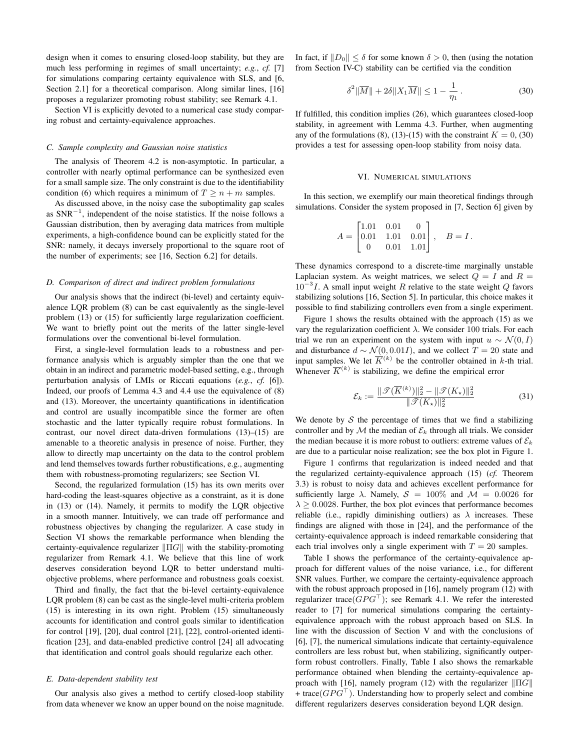design when it comes to ensuring closed-loop stability, but they are much less performing in regimes of small uncertainty; *e.g.*, *cf.* [7] for simulations comparing certainty equivalence with SLS, and [6, Section 2.1] for a theoretical comparison. Along similar lines, [16] proposes a regularizer promoting robust stability; see Remark 4.1.

Section VI is explicitly devoted to a numerical case study comparing robust and certainty-equivalence approaches.

### C. Sample complexity and Gaussian noise statistics

The analysis of Theorem 4.2 is non-asymptotic. In particular, a controller with nearly optimal performance can be synthesized even for a small sample size. The only constraint is due to the identifiability condition (6) which requires a minimum of $T \geq n + m$ samples.

As discussed above, in the noisy case the suboptimality gap scales as $\mathrm{SNR}^{-1}$, independent of the noise statistics. If the noise follows a Gaussian distribution, then by averaging data matrices from multiple experiments, a high-confidence bound can be explicitly stated for the SNR: namely, it decays inversely proportional to the square root of the number of experiments; see [16, Section 6.2] for details.

### D. Comparison of direct and indirect problem formulations

Our analysis shows that the indirect (bi-level) and certainty equivalence LQR problem (8) can be cast equivalently as the single-level problem (13) or (15) for sufficiently large regularization coefficient. We want to briefly point out the merits of the latter single-level formulations over the conventional bi-level formulation.

First, a single-level formulation leads to a robustness and performance analysis which is arguably simpler than the one that we obtain in an indirect and parametric model-based setting, e.g., through perturbation analysis of LMIs or Riccati equations (*e.g.*, *cf.* [6]). Indeed, our proofs of Lemma 4.3 and 4.4 use the equivalence of (8) and (13). Moreover, the uncertainty quantifications in identification and control are usually incompatible since the former are often stochastic and the latter typically require robust formulations. In contrast, our novel direct data-driven formulations (13)–(15) are amenable to a theoretic analysis in presence of noise. Further, they allow to directly map uncertainty on the data to the control problem and lend themselves towards further robustifications, e.g., augmenting them with robustness-promoting regularizers; see Section VI.

Second, the regularized formulation (15) has its own merits over hard-coding the least-squares objective as a constraint, as it is done in (13) or (14). Namely, it permits to modify the LQR objective in a smooth manner. Intuitively, we can trade off performance and robustness objectives by changing the regularizer. A case study in Section VI shows the remarkable performance when blending the certainty-equivalence regularizer $\|\Pi G\|$ with the stability-promoting regularizer from Remark 4.1. We believe that this line of work deserves consideration beyond LQR to better understand multi-objective problems, where performance and robustness goals coexist.

Third and finally, the fact that the bi-level certainty-equivalence LQR problem (8) can be cast as the single-level multi-criteria problem (15) is interesting in its own right. Problem (15) simultaneously accounts for identification and control goals similar to identification for control [19], [20], dual control [21], [22], control-oriented identification [23], and data-enabled predictive control [24] all advocating that identification and control goals should regularize each other.

### E. Data-dependent stability test

Our analysis also gives a method to certify closed-loop stability from data whenever we know an upper bound on the noise magnitude. In fact, if $\|D_0\| \leq \delta$ for some known $\delta > 0$, then (using the notation from Section IV-C) stability can be certified via the condition

$$\delta^2 \|\overline{M}\| + 2\delta \|X_1 \overline{M}\| \leq 1 - \frac{1}{\eta_1}\,. \tag{30}$$

If fulfilled, this condition implies (26), which guarantees closed-loop stability, in agreement with Lemma 4.3. Further, when augmenting any of the formulations (8), (13)-(15) with the constraint $K = 0$, (30) provides a test for assessing open-loop stability from noisy data.

## VI. Numerical simulations

In this section, we exemplify our main theoretical findings through simulations. Consider the system proposed in [7, Section 6] given by

$$A = \begin{bmatrix} 1.01 & 0.01 & 0 \\ 0.01 & 1.01 & 0.01 \\ 0 & 0.01 & 1.01 \end{bmatrix}, \quad B = I\,.$$

These dynamics correspond to a discrete-time marginally unstable Laplacian system. As weight matrices, we select $Q = I$ and $R = 10^{-3} I$. A small input weight $R$ relative to the state weight $Q$ favors stabilizing solutions [16, Section 5]. In particular, this choice makes it possible to find stabilizing controllers even from a single experiment.

Figure 1 shows the results obtained with the approach (15) as we vary the regularization coefficient $\lambda$. We consider 100 trials. For each trial we run an experiment on the system with input $u \sim \mathcal{N}(0, I)$ and disturbance $d \sim \mathcal{N}(0, 0.01I)$, and we collect $T = 20$ state and input samples. We let $\overline{K}^{(k)}$ be the controller obtained in $k$-th trial. Whenever $\overline{K}^{(k)}$ is stabilizing, we define the empirical error

$$\mathcal{E}_k := \frac{\|\mathscr{T}(\overline{K}^{(k)})\|_2^2 - \|\mathscr{T}(K_\star)\|_2^2}{\|\mathscr{T}(K_\star)\|_2^2} \tag{31}$$

We denote by $\mathcal{S}$ the percentage of times that we find a stabilizing controller and by $\mathcal{M}$ the median of $\mathcal{E}_k$ through all trials. We consider the median because it is more robust to outliers: extreme values of $\mathcal{E}_k$ are due to a particular noise realization; see the box plot in Figure 1.

Figure 1 confirms that regularization is indeed needed and that the regularized certainty-equivalence approach (15) (*cf.* Theorem 3.3) is robust to noisy data and achieves excellent performance for sufficiently large $\lambda$. Namely, $\mathcal{S} = 100\%$ and $\mathcal{M} = 0.0026$ for $\lambda \geq 0.0028$. Further, the box plot evinces that performance becomes reliable (i.e., rapidly diminishing outliers) as $\lambda$ increases. These findings are aligned with those in [24], and the performance of the certainty-equivalence approach is indeed remarkable considering that each trial involves only a single experiment with $T = 20$ samples.

Table I shows the performance of the certainty-equivalence approach for different values of the noise variance, i.e., for different SNR values. Further, we compare the certainty-equivalence approach with the robust approach proposed in [16], namely program (12) with regularizer trace$(GPG^\top)$; see Remark 4.1. We refer the interested reader to [7] for numerical simulations comparing the certainty-equivalence approach with the robust approach based on SLS. In line with the discussion of Section V and with the conclusions of [6], [7], the numerical simulations indicate that certainty-equivalence controllers are less robust but, when stabilizing, significantly outperform robust controllers. Finally, Table I also shows the remarkable performance obtained when blending the certainty-equivalence approach with [16], namely program (12) with the regularizer $\|\Pi G\|$ + trace$(GPG^\top)$. Understanding how to properly select and combine different regularizers deserves consideration beyond LQR design.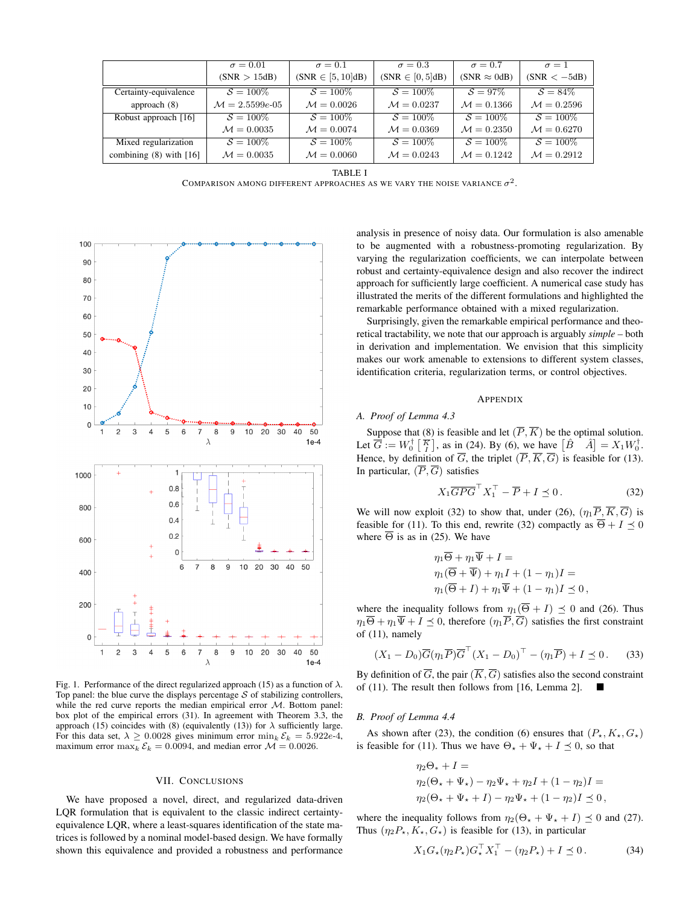| | $\sigma = 0.01$ (SNR $> 15$dB) | $\sigma = 0.1$ (SNR $\in [5, 10]$dB) | $\sigma = 0.3$ (SNR $\in [0, 5]$dB) | $\sigma = 0.7$ (SNR $\approx 0$dB) | $\sigma = 1$ (SNR $< -5$dB) |
|---|---|---|---|---|---|
| Certainty-equivalence approach (8) | $\mathcal{S} = 100\%$ $\mathcal{M} = 2.5599e\text{-}05$ | $\mathcal{S} = 100\%$ $\mathcal{M} = 0.0026$ | $\mathcal{S} = 100\%$ $\mathcal{M} = 0.0237$ | $\mathcal{S} = 97\%$ $\mathcal{M} = 0.1366$ | $\mathcal{S} = 84\%$ $\mathcal{M} = 0.2596$ |
| Robust approach [16] | $\mathcal{S} = 100\%$ $\mathcal{M} = 0.0035$ | $\mathcal{S} = 100\%$ $\mathcal{M} = 0.0074$ | $\mathcal{S} = 100\%$ $\mathcal{M} = 0.0369$ | $\mathcal{S} = 100\%$ $\mathcal{M} = 0.2350$ | $\mathcal{S} = 100\%$ $\mathcal{M} = 0.6270$ |
| Mixed regularization combining (8) with [16] | $\mathcal{S} = 100\%$ $\mathcal{M} = 0.0035$ | $\mathcal{S} = 100\%$ $\mathcal{M} = 0.0060$ | $\mathcal{S} = 100\%$ $\mathcal{M} = 0.0243$ | $\mathcal{S} = 100\%$ $\mathcal{M} = 0.1242$ | $\mathcal{S} = 100\%$ $\mathcal{M} = 0.2912$ |

TABLE I
COMPARISON AMONG DIFFERENT APPROACHES AS WE VARY THE NOISE VARIANCE $\sigma^2$.

Fig. 1. Performance of the direct regularized approach (15) as a function of $\lambda$. Top panel: the blue curve the displays percentage $\mathcal{S}$ of stabilizing controllers, while the red curve reports the median empirical error $\mathcal{M}$. Bottom panel: box plot of of the empirical errors (31). In agreement with Theorem 3.3, the approach (15) coincides with (8) (equivalently (13)) for $\lambda$ sufficiently large. For this data set, $\lambda \geq 0.0028$ gives minimum error $\min_k \mathcal{E}_k = 5.922e\text{-}4$, maximum error $\max_k \mathcal{E}_k = 0.0094$, and median error $\mathcal{M} = 0.0026$.

## VII. CONCLUSIONS

We have proposed a novel, direct, and regularized data-driven LQR formulation that is equivalent to the classic indirect certainty-equivalence LQR, where a least-squares identification of the state matrices is followed by a nominal model-based design. We have formally shown this equivalence and provided a robustness and performance analysis in presence of noisy data. Our formulation is also amenable to be augmented with a robustness-promoting regularization. By varying the regularization coefficients, we can interpolate between robust and certainty-equivalence design and also recover the indirect approach for sufficiently large coefficient. A numerical case study has illustrated the merits of the different formulations and highlighted the remarkable performance obtained with a mixed regularization.

Surprisingly, given the remarkable empirical performance and theoretical tractability, we note that our approach is arguably *simple* – both in derivation and implementation. We envision that this simplicity makes our work amenable to extensions to different system classes, identification criteria, regularization terms, or control objectives.

## APPENDIX

### A. Proof of Lemma 4.3

Suppose that (8) is feasible and let $(\overline{P}, \overline{K})$ be the optimal solution. Let $\overline{G} := W_0^\dagger \begin{bmatrix} \overline{K} \\ I \end{bmatrix}$, as in (24). By (6), we have $\begin{bmatrix} \hat{B} & \hat{A} \end{bmatrix} = X_1 W_0^\dagger$. Hence, by definition of $\overline{G}$, the triplet $(\overline{P}, \overline{K}, \overline{G})$ is feasible for (13). In particular, $(\overline{P}, \overline{G})$ satisfies

$$X_1 \overline{G} \overline{P} \overline{G}^\top X_1^\top - \overline{P} + I \preceq 0\,. \tag{32}$$

We will now exploit (32) to show that, under (26), $(\eta_1 \overline{P}, \overline{K}, \overline{G})$ is feasible for (11). To this end, rewrite (32) compactly as $\overline{\Theta} + I \preceq 0$ where $\overline{\Theta}$ is as in (25). We have

$$\begin{aligned}
&\eta_1 \overline{\Theta} + \eta_1 \overline{\Psi} + I = \\
&\eta_1 (\overline{\Theta} + \overline{\Psi}) + \eta_1 I + (1 - \eta_1) I = \\
&\eta_1 (\overline{\Theta} + I) + \eta_1 \overline{\Psi} + (1 - \eta_1) I \preceq 0\,,
\end{aligned}$$

where the inequality follows from $\eta_1(\overline{\Theta} + I) \preceq 0$ and (26). Thus $\eta_1 \overline{\Theta} + \eta_1 \overline{\Psi} + I \preceq 0$, therefore $(\eta_1 \overline{P}, \overline{G})$ satisfies the first constraint of (11), namely

$$(X_1 - D_0) \overline{G} (\eta_1 \overline{P}) \overline{G}^\top (X_1 - D_0)^\top - (\eta_1 \overline{P}) + I \preceq 0\,. \tag{33}$$

By definition of $\overline{G}$, the pair $(\overline{K}, \overline{G})$ satisfies also the second constraint of (11). The result then follows from [16, Lemma 2]. ■

### B. Proof of Lemma 4.4

As shown after (23), the condition (6) ensures that $(P_\star, K_\star, G_\star)$ is feasible for (11). Thus we have $\Theta_\star + \Psi_\star + I \preceq 0$, so that

$$\begin{aligned}
&\eta_2 \Theta_\star + I = \\
&\eta_2 (\Theta_\star + \Psi_\star) - \eta_2 \Psi_\star + \eta_2 I + (1 - \eta_2) I = \\
&\eta_2 (\Theta_\star + \Psi_\star + I) - \eta_2 \Psi_\star + (1 - \eta_2) I \preceq 0\,,
\end{aligned}$$

where the inequality follows from $\eta_2(\Theta_\star + \Psi_\star + I) \preceq 0$ and (27). Thus $(\eta_2 P_\star, K_\star, G_\star)$ is feasible for (13), in particular

$$X_1 G_\star (\eta_2 P_\star) G_\star^\top X_1^\top - (\eta_2 P_\star) + I \preceq 0\,. \tag{34}$$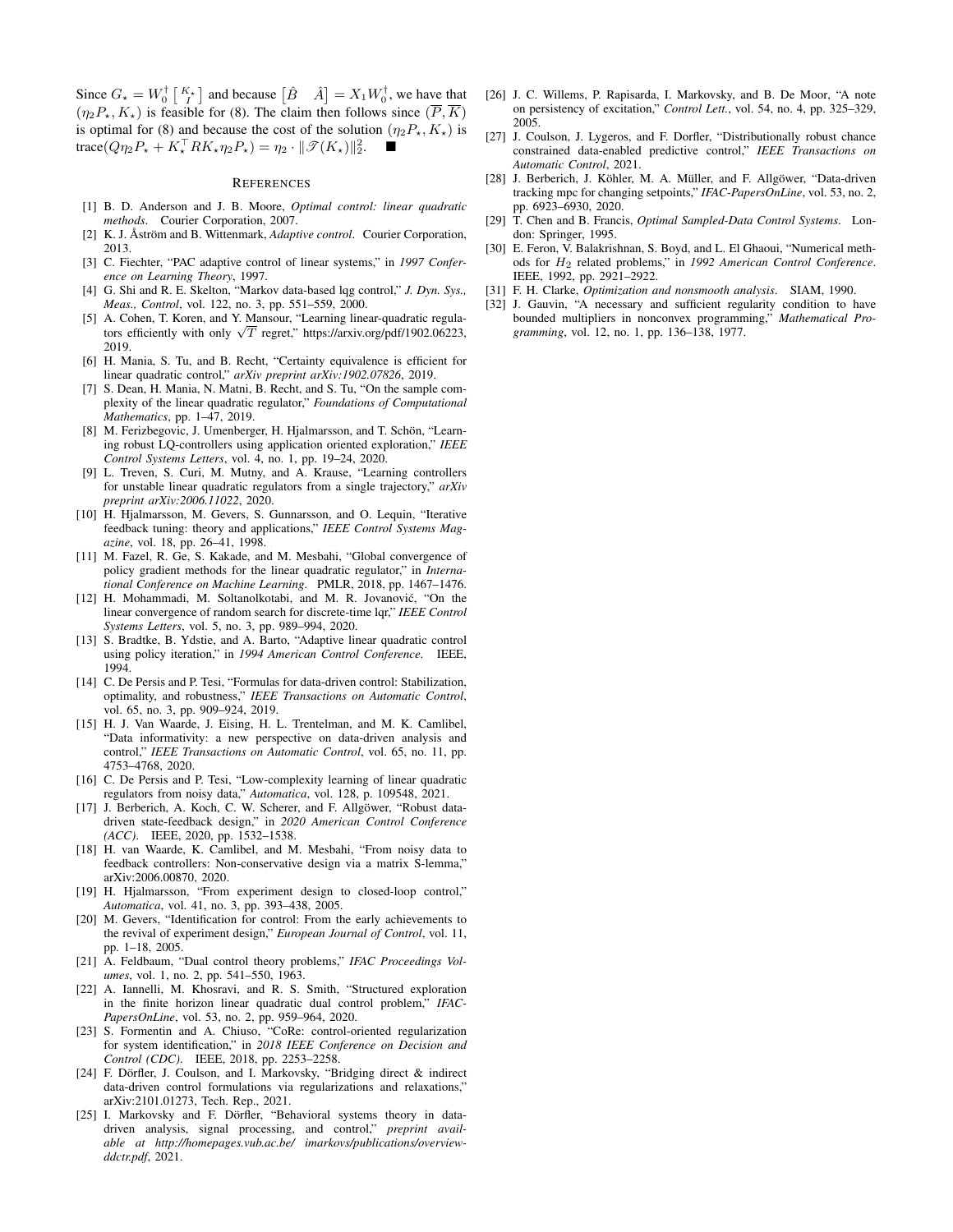Since $G_\star = W_0^\dagger \begin{bmatrix} K_\star \\ I \end{bmatrix}$ and because $\begin{bmatrix} \hat{B} & \hat{A} \end{bmatrix} = X_1 W_0^\dagger$, we have that $(\eta_2 P_\star, K_\star)$ is feasible for (8). The claim then follows since $(\overline{P}, \overline{K})$ is optimal for (8) and because the cost of the solution $(\eta_2 P_\star, K_\star)$ is $\text{trace}(Q\eta_2 P_\star + K_\star^\top R K_\star \eta_2 P_\star) = \eta_2 \cdot \|\mathscr{T}(K_\star)\|_2^2$. ■

## References

[1] B. D. Anderson and J. B. Moore, *Optimal control: linear quadratic methods*. Courier Corporation, 2007.

[2] K. J. Åström and B. Wittenmark, *Adaptive control*. Courier Corporation, 2013.

[3] C. Fiechter, "PAC adaptive control of linear systems," in *1997 Conference on Learning Theory*, 1997.

[4] G. Shi and R. E. Skelton, "Markov data-based lqg control," *J. Dyn. Sys., Meas., Control*, vol. 122, no. 3, pp. 551–559, 2000.

[5] A. Cohen, T. Koren, and Y. Mansour, "Learning linear-quadratic regulators efficiently with only $\sqrt{T}$ regret," https://arxiv.org/pdf/1902.06223, 2019.

[6] H. Mania, S. Tu, and B. Recht, "Certainty equivalence is efficient for linear quadratic control," *arXiv preprint arXiv:1902.07826*, 2019.

[7] S. Dean, H. Mania, N. Matni, B. Recht, and S. Tu, "On the sample complexity of the linear quadratic regulator," *Foundations of Computational Mathematics*, pp. 1–47, 2019.

[8] M. Ferizbegovic, J. Umenberger, H. Hjalmarsson, and T. Schön, "Learning robust LQ-controllers using application oriented exploration," *IEEE Control Systems Letters*, vol. 4, no. 1, pp. 19–24, 2020.

[9] L. Treven, S. Curi, M. Mutny, and A. Krause, "Learning controllers for unstable linear quadratic regulators from a single trajectory," *arXiv preprint arXiv:2006.11022*, 2020.

[10] H. Hjalmarsson, M. Gevers, S. Gunnarsson, and O. Lequin, "Iterative feedback tuning: theory and applications," *IEEE Control Systems Magazine*, vol. 18, pp. 26–41, 1998.

[11] M. Fazel, R. Ge, S. Kakade, and M. Mesbahi, "Global convergence of policy gradient methods for the linear quadratic regulator," in *International Conference on Machine Learning*. PMLR, 2018, pp. 1467–1476.

[12] H. Mohammadi, M. Soltanolkotabi, and M. R. Jovanović, "On the linear convergence of random search for discrete-time lqr," *IEEE Control Systems Letters*, vol. 5, no. 3, pp. 989–994, 2020.

[13] S. Bradtke, B. Ydstie, and A. Barto, "Adaptive linear quadratic control using policy iteration," in *1994 American Control Conference*. IEEE, 1994.

[14] C. De Persis and P. Tesi, "Formulas for data-driven control: Stabilization, optimality, and robustness," *IEEE Transactions on Automatic Control*, vol. 65, no. 3, pp. 909–924, 2019.

[15] H. J. Van Waarde, J. Eising, H. L. Trentelman, and M. K. Camlibel, "Data informativity: a new perspective on data-driven analysis and control," *IEEE Transactions on Automatic Control*, vol. 65, no. 11, pp. 4753–4768, 2020.

[16] C. De Persis and P. Tesi, "Low-complexity learning of linear quadratic regulators from noisy data," *Automatica*, vol. 128, p. 109548, 2021.

[17] J. Berberich, A. Koch, C. W. Scherer, and F. Allgöwer, "Robust data-driven state-feedback design," in *2020 American Control Conference (ACC)*. IEEE, 2020, pp. 1532–1538.

[18] H. van Waarde, K. Camlibel, and M. Mesbahi, "From noisy data to feedback controllers: Non-conservative design via a matrix S-lemma," arXiv:2006.00870, 2020.

[19] H. Hjalmarsson, "From experiment design to closed-loop control," *Automatica*, vol. 41, no. 3, pp. 393–438, 2005.

[20] M. Gevers, "Identification for control: From the early achievements to the revival of experiment design," *European Journal of Control*, vol. 11, pp. 1–18, 2005.

[21] A. Feldbaum, "Dual control theory problems," *IFAC Proceedings Volumes*, vol. 1, no. 2, pp. 541–550, 1963.

[22] A. Iannelli, M. Khosravi, and R. S. Smith, "Structured exploration in the finite horizon linear quadratic dual control problem," *IFAC-PapersOnLine*, vol. 53, no. 2, pp. 959–964, 2020.

[23] S. Formentin and A. Chiuso, "CoRe: control-oriented regularization for system identification," in *2018 IEEE Conference on Decision and Control (CDC)*. IEEE, 2018, pp. 2253–2258.

[24] F. Dörfler, J. Coulson, and I. Markovsky, "Bridging direct & indirect data-driven control formulations via regularizations and relaxations," arXiv:2101.01273, Tech. Rep., 2021.

[25] I. Markovsky and F. Dörfler, "Behavioral systems theory in data-driven analysis, signal processing, and control," *preprint available at http://homepages.vub.ac.be/ imarkovs/publications/overview-ddctr.pdf*, 2021.

[26] J. C. Willems, P. Rapisarda, I. Markovsky, and B. De Moor, "A note on persistency of excitation," *Control Lett.*, vol. 54, no. 4, pp. 325–329, 2005.

[27] J. Coulson, J. Lygeros, and F. Dorfler, "Distributionally robust chance constrained data-enabled predictive control," *IEEE Transactions on Automatic Control*, 2021.

[28] J. Berberich, J. Köhler, M. A. Müller, and F. Allgöwer, "Data-driven tracking mpc for changing setpoints," *IFAC-PapersOnLine*, vol. 53, no. 2, pp. 6923–6930, 2020.

[29] T. Chen and B. Francis, *Optimal Sampled-Data Control Systems*. London: Springer, 1995.

[30] E. Feron, V. Balakrishnan, S. Boyd, and L. El Ghaoui, "Numerical methods for $H_2$ related problems," in *1992 American Control Conference*. IEEE, 1992, pp. 2921–2922.

[31] F. H. Clarke, *Optimization and nonsmooth analysis*. SIAM, 1990.

[32] J. Gauvin, "A necessary and sufficient regularity condition to have bounded multipliers in nonconvex programming," *Mathematical Programming*, vol. 12, no. 1, pp. 136–138, 1977.